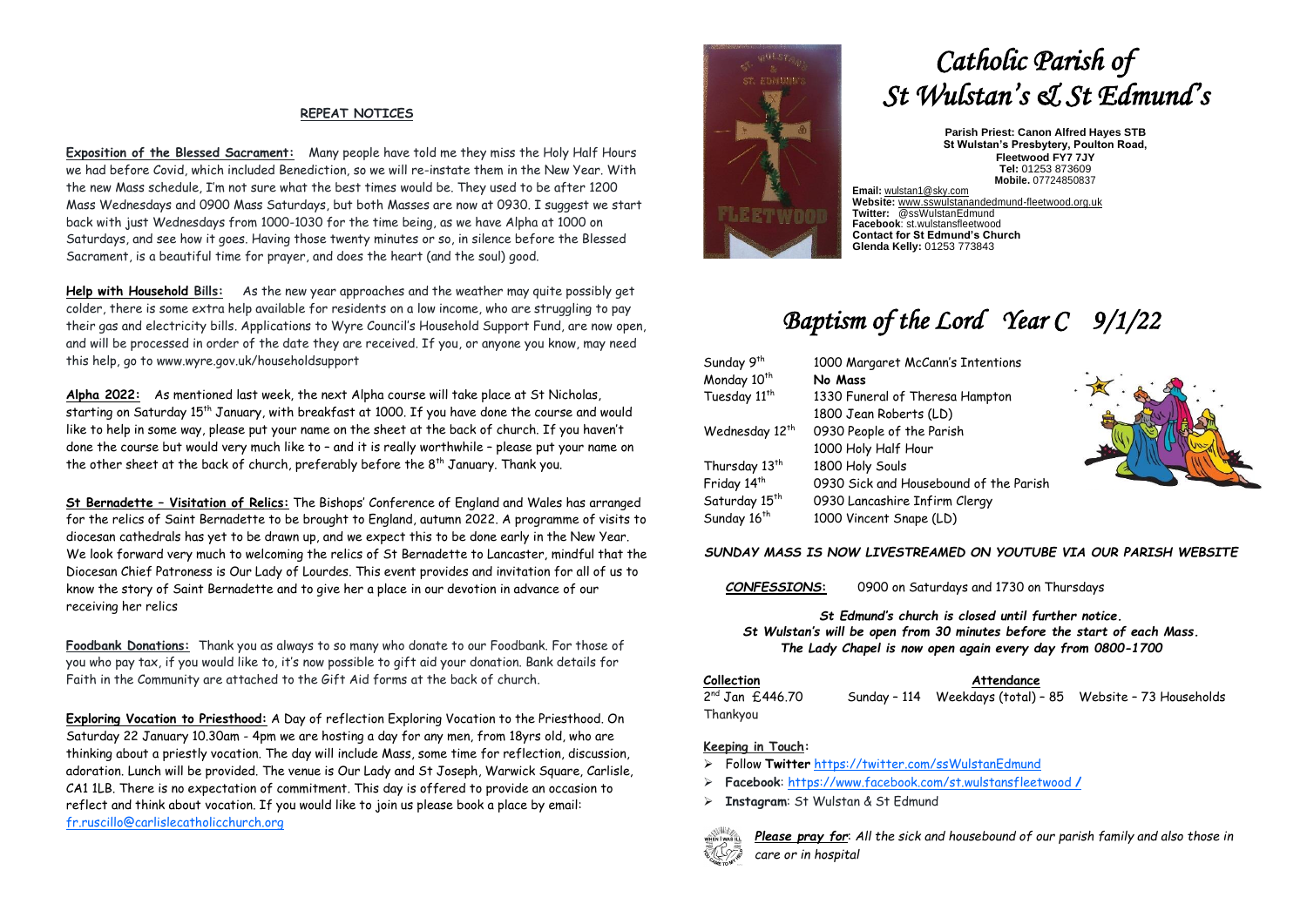## REPEAT NOTICES

**Exposition of the Blessed Sacrament:** Many people have told me they miss the Holy Half Hours we had before Covid, which included Benediction, so we will re-instate them in the New Year. With the new Mass schedule, I'm not sure what the best times would be. They used to be after 1200 Mass Wednesdays and 0900 Mass Saturdays, but both Masses are now at 0930. I suggest we start back with just Wednesdays from 1000-1030 for the time being, as we have Alpha at 1000 on Saturdays, and see how it goes. Having those twenty minutes or so, in silence before the Blessed Sacrament, is a beautiful time for prayer, and does the heart (and the soul) good.

**Help with Household Bills:** As the new year approaches and the weather may quite possibly get colder, there is some extra help available for residents on a low income, who are struggling to pay their gas and electricity bills. Applications to Wyre Council's Household Support Fund, are now open, and will be processed in order of the date they are received. If you, or anyone you know, may need this help, go to www.wyre.gov.uk/householdsupport

**Alpha 2022:** As mentioned last week, the next Alpha course will take place at St Nicholas, starting on Saturday 15th January, with breakfast at 1000. If you have done the course and would like to help in some way, please put your name on the sheet at the back of church. If you haven't done the course but would very much like to – and it is really worthwhile – please put your name on the other sheet at the back of church, preferably before the 8th January. Thank you.

**St Bernadette – Visitation of Relics:** The Bishops' Conference of England and Wales has arranged for the relics of Saint Bernadette to be brought to England, autumn 2022. A programme of visits to diocesan cathedrals has yet to be drawn up, and we expect this to be done early in the New Year. We look forward very much to welcoming the relics of St Bernadette to Lancaster, mindful that the Diocesan Chief Patroness is Our Lady of Lourdes. This event provides and invitation for all of us to know the story of Saint Bernadette and to give her a place in our devotion in advance of our receiving her relics

**Foodbank Donations:** Thank you as always to so many who donate to our Foodbank. For those of you who pay tax, if you would like to, it's now possible to gift aid your donation. Bank details for Faith in the Community are attached to the Gift Aid forms at the back of church.

**Exploring Vocation to Priesthood:** A Day of reflection Exploring Vocation to the Priesthood. On Saturday 22 January 10.30am - 4pm we are hosting a day for any men, from 18yrs old, who are thinking about a priestly vocation. The day will include Mass, some time for reflection, discussion, adoration. Lunch will be provided. The venue is Our Lady and St Joseph, Warwick Square, Carlisle, CA1 1LB. There is no expectation of commitment. This day is offered to provide an occasion to reflect and think about vocation. If you would like to join us please book a place by email: fr.ruscillo@carlislecatholicchurch.org

# *Catholic Parish of St Wulstan's & St Edmund's*

**Parish Priest: Canon Alfred Hayes STB**
**St Wulstan's Presbytery, Poulton Road, Fleetwood FY7 7JY**
**Tel:** 01253 873609
**Mobile.** 07724850837
**Email:** wulstan1@sky.com
**Website:** www.sswulstanandedmund-fleetwood.org.uk
**Twitter:** @ssWulstanEdmund
**Facebook**: st.wulstansfleetwood
**Contact for St Edmund's Church**
**Glenda Kelly:** 01253 773843

# *Baptism of the Lord Year C 9/1/22*

| | |
|---|---|
| Sunday 9th | 1000 Margaret McCann's Intentions |
| Monday 10th | **No Mass** |
| Tuesday 11th | 1330 Funeral of Theresa Hampton |
| | 1800 Jean Roberts (LD) |
| Wednesday 12th | 0930 People of the Parish |
| | 1000 Holy Half Hour |
| Thursday 13th | 1800 Holy Souls |
| Friday 14th | 0930 Sick and Housebound of the Parish |
| Saturday 15th | 0930 Lancashire Infirm Clergy |
| Sunday 16th | 1000 Vincent Snape (LD) |

***SUNDAY MASS IS NOW LIVESTREAMED ON YOUTUBE VIA OUR PARISH WEBSITE***

***CONFESSIONS:*** 0900 on Saturdays and 1730 on Thursdays

***St Edmund's church is closed until further notice.***
***St Wulstan's will be open from 30 minutes before the start of each Mass.***
***The Lady Chapel is now open again every day from 0800-1700***

**Collection**
2nd Jan £446.70
Thankyou

**Attendance**
Sunday – 114 Weekdays (total) – 85 Website – 73 Households

**Keeping in Touch:**

- Follow **Twitter** https://twitter.com/ssWulstanEdmund
- **Facebook**: https://www.facebook.com/st.wulstansfleetwood /
- **Instagram**: St Wulstan & St Edmund

***Please pray for**: All the sick and housebound of our parish family and also those in care or in hospital*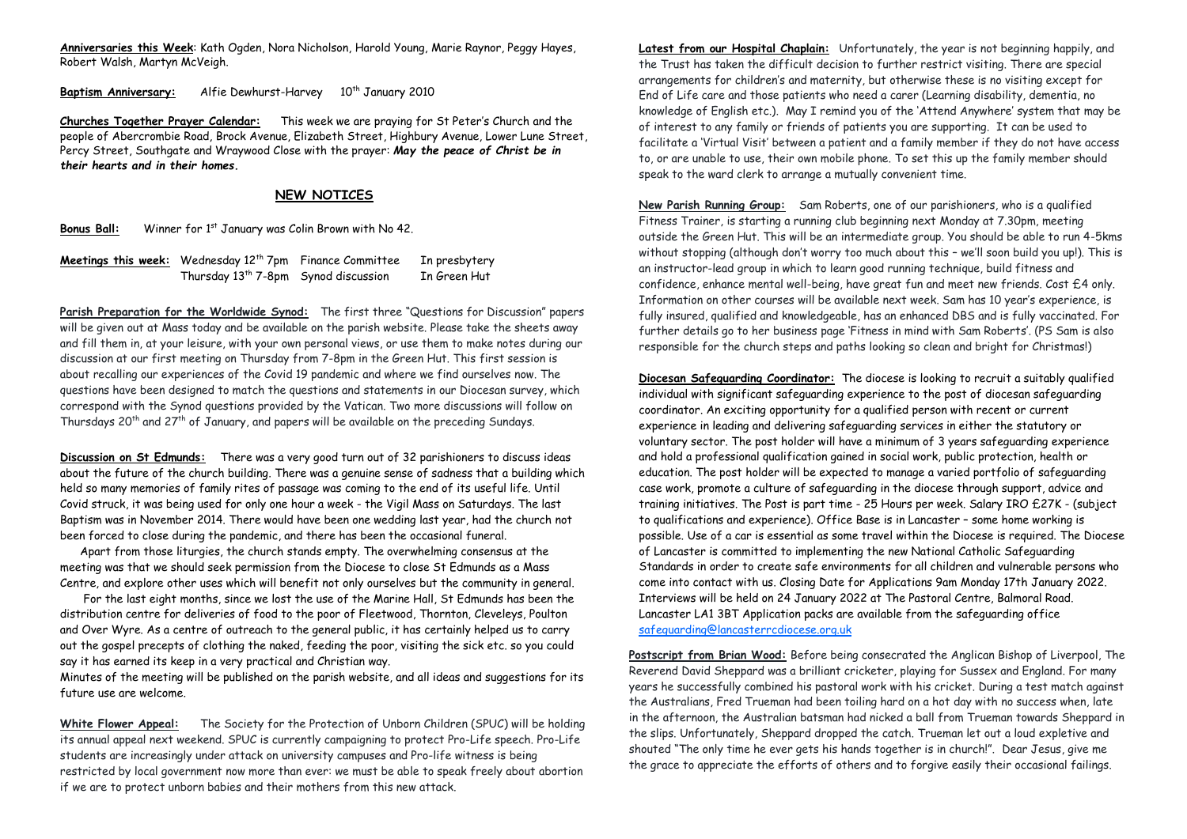**Anniversaries this Week**: Kath Ogden, Nora Nicholson, Harold Young, Marie Raynor, Peggy Hayes, Robert Walsh, Martyn McVeigh.

**Baptism Anniversary:** Alfie Dewhurst-Harvey 10th January 2010

**Churches Together Prayer Calendar:** This week we are praying for St Peter's Church and the people of Abercrombie Road, Brock Avenue, Elizabeth Street, Highbury Avenue, Lower Lune Street, Percy Street, Southgate and Wraywood Close with the prayer: ***May the peace of Christ be in their hearts and in their homes.***

## NEW NOTICES

**Bonus Ball:** Winner for 1st January was Colin Brown with No 42.

| | | | |
|---|---|---|---|
| **Meetings this week:** | Wednesday 12th 7pm | Finance Committee | In presbytery |
| | Thursday 13th 7-8pm | Synod discussion | In Green Hut |

**Parish Preparation for the Worldwide Synod:** The first three "Questions for Discussion" papers will be given out at Mass today and be available on the parish website. Please take the sheets away and fill them in, at your leisure, with your own personal views, or use them to make notes during our discussion at our first meeting on Thursday from 7-8pm in the Green Hut. This first session is about recalling our experiences of the Covid 19 pandemic and where we find ourselves now. The questions have been designed to match the questions and statements in our Diocesan survey, which correspond with the Synod questions provided by the Vatican. Two more discussions will follow on Thursdays 20th and 27th of January, and papers will be available on the preceding Sundays.

**Discussion on St Edmunds:** There was a very good turn out of 32 parishioners to discuss ideas about the future of the church building. There was a genuine sense of sadness that a building which held so many memories of family rites of passage was coming to the end of its useful life. Until Covid struck, it was being used for only one hour a week - the Vigil Mass on Saturdays. The last Baptism was in November 2014. There would have been one wedding last year, had the church not been forced to close during the pandemic, and there has been the occasional funeral.

Apart from those liturgies, the church stands empty. The overwhelming consensus at the meeting was that we should seek permission from the Diocese to close St Edmunds as a Mass Centre, and explore other uses which will benefit not only ourselves but the community in general.

For the last eight months, since we lost the use of the Marine Hall, St Edmunds has been the distribution centre for deliveries of food to the poor of Fleetwood, Thornton, Cleveleys, Poulton and Over Wyre. As a centre of outreach to the general public, it has certainly helped us to carry out the gospel precepts of clothing the naked, feeding the poor, visiting the sick etc. so you could say it has earned its keep in a very practical and Christian way.

Minutes of the meeting will be published on the parish website, and all ideas and suggestions for its future use are welcome.

**White Flower Appeal:** The Society for the Protection of Unborn Children (SPUC) will be holding its annual appeal next weekend. SPUC is currently campaigning to protect Pro-Life speech. Pro-Life students are increasingly under attack on university campuses and Pro-life witness is being restricted by local government now more than ever: we must be able to speak freely about abortion if we are to protect unborn babies and their mothers from this new attack.

**Latest from our Hospital Chaplain:** Unfortunately, the year is not beginning happily, and the Trust has taken the difficult decision to further restrict visiting. There are special arrangements for children's and maternity, but otherwise these is no visiting except for End of Life care and those patients who need a carer (Learning disability, dementia, no knowledge of English etc.). May I remind you of the 'Attend Anywhere' system that may be of interest to any family or friends of patients you are supporting. It can be used to facilitate a 'Virtual Visit' between a patient and a family member if they do not have access to, or are unable to use, their own mobile phone. To set this up the family member should speak to the ward clerk to arrange a mutually convenient time.

**New Parish Running Group:** Sam Roberts, one of our parishioners, who is a qualified Fitness Trainer, is starting a running club beginning next Monday at 7.30pm, meeting outside the Green Hut. This will be an intermediate group. You should be able to run 4-5kms without stopping (although don't worry too much about this – we'll soon build you up!). This is an instructor-lead group in which to learn good running technique, build fitness and confidence, enhance mental well-being, have great fun and meet new friends. Cost £4 only. Information on other courses will be available next week. Sam has 10 year's experience, is fully insured, qualified and knowledgeable, has an enhanced DBS and is fully vaccinated. For further details go to her business page 'Fitness in mind with Sam Roberts'. (PS Sam is also responsible for the church steps and paths looking so clean and bright for Christmas!)

**Diocesan Safeguarding Coordinator:** The diocese is looking to recruit a suitably qualified individual with significant safeguarding experience to the post of diocesan safeguarding coordinator. An exciting opportunity for a qualified person with recent or current experience in leading and delivering safeguarding services in either the statutory or voluntary sector. The post holder will have a minimum of 3 years safeguarding experience and hold a professional qualification gained in social work, public protection, health or education. The post holder will be expected to manage a varied portfolio of safeguarding case work, promote a culture of safeguarding in the diocese through support, advice and training initiatives. The Post is part time - 25 Hours per week. Salary IRO £27K - (subject to qualifications and experience). Office Base is in Lancaster – some home working is possible. Use of a car is essential as some travel within the Diocese is required. The Diocese of Lancaster is committed to implementing the new National Catholic Safeguarding Standards in order to create safe environments for all children and vulnerable persons who come into contact with us. Closing Date for Applications 9am Monday 17th January 2022. Interviews will be held on 24 January 2022 at The Pastoral Centre, Balmoral Road. Lancaster LA1 3BT Application packs are available from the safeguarding office safeguarding@lancasterrcdiocese.org.uk

**Postscript from Brian Wood:** Before being consecrated the Anglican Bishop of Liverpool, The Reverend David Sheppard was a brilliant cricketer, playing for Sussex and England. For many years he successfully combined his pastoral work with his cricket. During a test match against the Australians, Fred Trueman had been toiling hard on a hot day with no success when, late in the afternoon, the Australian batsman had nicked a ball from Trueman towards Sheppard in the slips. Unfortunately, Sheppard dropped the catch. Trueman let out a loud expletive and shouted "The only time he ever gets his hands together is in church!". Dear Jesus, give me the grace to appreciate the efforts of others and to forgive easily their occasional failings.